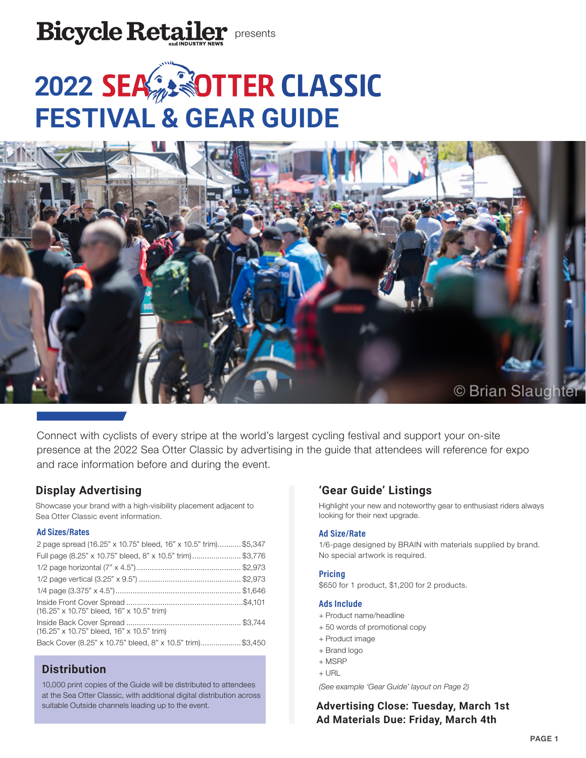Bicycle Retailer and INDUSTRY NEWS presents

# 2022 SEA OTTER CLASSIC FESTIVAL & GEAR GUIDE

© Brian Slaughter

Connect with cyclists of every stripe at the world's largest cycling festival and support your on-site presence at the 2022 Sea Otter Classic by advertising in the guide that attendees will reference for expo and race information before and during the event.

## Display Advertising

Showcase your brand with a high-visibility placement adjacent to Sea Otter Classic event information.

### Ad Sizes/Rates

| Ad Size | Rate |
|---|---|
| 2 page spread (16.25" x 10.75" bleed, 16" x 10.5" trim) | $5,347 |
| Full page (8.25" x 10.75" bleed, 8" x 10.5" trim) | $3,776 |
| 1/2 page horizontal (7" x 4.5") | $2,973 |
| 1/2 page vertical (3.25" x 9.5") | $2,973 |
| 1/4 page (3.375" x 4.5") | $1,646 |
| Inside Front Cover Spread (16.25" x 10.75" bleed, 16" x 10.5" trim) | $4,101 |
| Inside Back Cover Spread (16.25" x 10.75" bleed, 16" x 10.5" trim) | $3,744 |
| Back Cover (8.25" x 10.75" bleed, 8" x 10.5" trim) | $3,450 |

## Distribution

10,000 print copies of the Guide will be distributed to attendees at the Sea Otter Classic, with additional digital distribution across suitable Outside channels leading up to the event.

## 'Gear Guide' Listings

Highlight your new and noteworthy gear to enthusiast riders always looking for their next upgrade.

### Ad Size/Rate

1/6-page designed by BRAIN with materials supplied by brand. No special artwork is required.

### Pricing

$650 for 1 product, $1,200 for 2 products.

### Ads Include

+ Product name/headline
+ 50 words of promotional copy
+ Product image
+ Brand logo
+ MSRP
+ URL

*(See example 'Gear Guide' layout on Page 2)*

**Advertising Close: Tuesday, March 1st**
**Ad Materials Due: Friday, March 4th**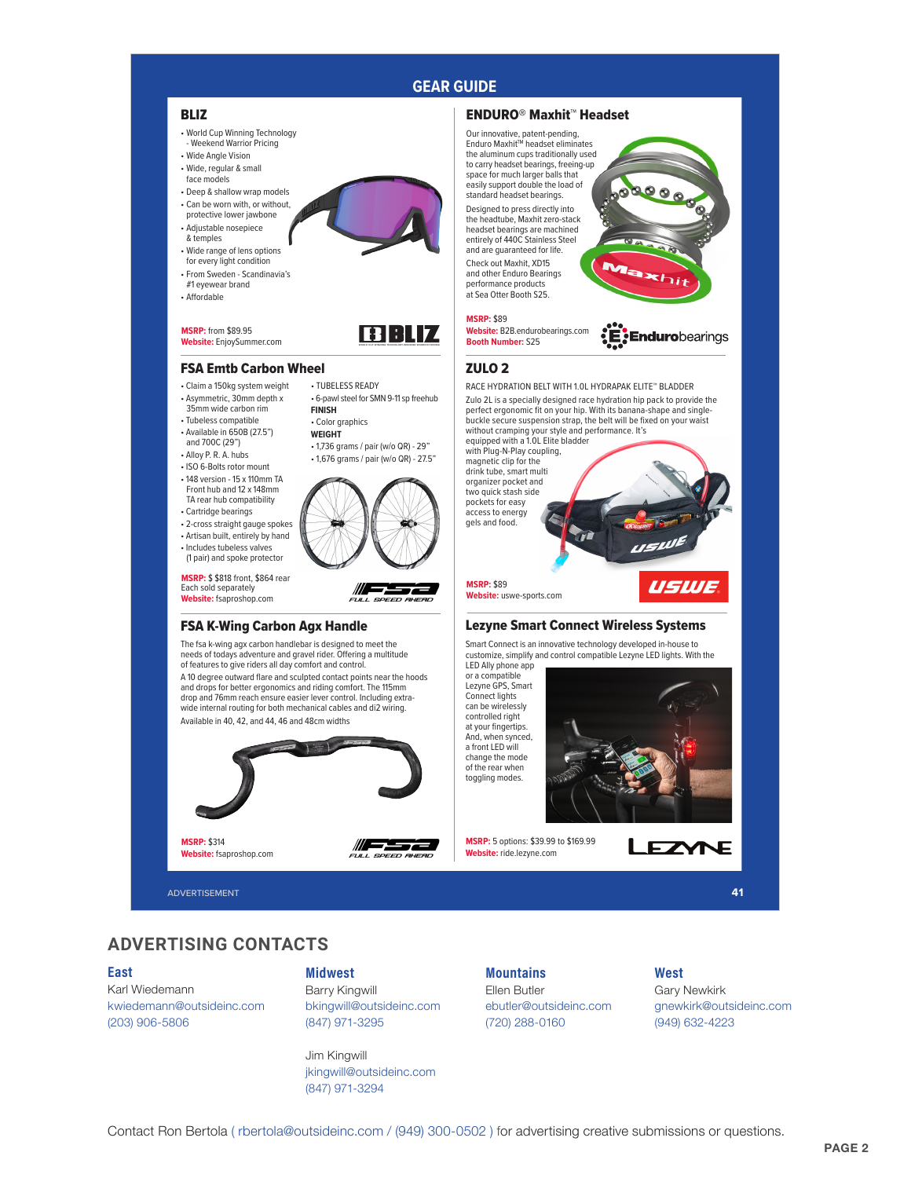## GEAR GUIDE

### BLIZ

- World Cup Winning Technology - Weekend Warrior Pricing
- Wide Angle Vision
- Wide, regular & small face models
- Deep & shallow wrap models
- Can be worn with, or without, protective lower jawbone
- Adjustable nosepiece & temples
- Wide range of lens options for every light condition
- From Sweden - Scandinavia's #1 eyewear brand
- Affordable

**MSRP:** from $89.95
**Website:** EnjoySummer.com

### ENDURO® Maxhit™ Headset

Our innovative, patent-pending, Enduro Maxhit™ headset eliminates the aluminum cups traditionally used to carry headset bearings, freeing-up space for much larger balls that easily support double the load of standard headset bearings.

Designed to press directly into the headtube, Maxhit zero-stack headset bearings are machined entirely of 440C Stainless Steel and are guaranteed for life.

Check out Maxhit, XD15 and other Enduro Bearings performance products at Sea Otter Booth S25.

**MSRP:** $89
**Website:** B2B.endurobearings.com
**Booth Number:** S25

### FSA Emtb Carbon Wheel

- Claim a 150kg system weight
- Asymmetric, 30mm depth x 35mm wide carbon rim
- Tubeless compatible
- Available in 650B (27.5") and 700C (29")
- Alloy P. R. A. hubs
- ISO 6-Bolts rotor mount
- 148 version - 15 x 110mm TA Front hub and 12 x 148mm TA rear hub compatibility
- Cartridge bearings
- 2-cross straight gauge spokes
- Artisan built, entirely by hand
- Includes tubeless valves (1 pair) and spoke protector
- TUBELESS READY
- 6-pawl steel for SMN 9-11 sp freehub

**FINISH**

- Color graphics

**WEIGHT**

- 1,736 grams / pair (w/o QR) - 29"
- 1,676 grams / pair (w/o QR) - 27.5"

**MSRP:** $ $818 front, $864 rear
Each sold separately
**Website:** fsaproshop.com

### ZULO 2

RACE HYDRATION BELT WITH 1.0L HYDRAPAK ELITE™ BLADDER

Zulo 2L is a specially designed race hydration hip pack to provide the perfect ergonomic fit on your hip. With its banana-shape and single-buckle secure suspension strap, the belt will be fixed on your waist without cramping your style and performance. It's equipped with a 1.0L Elite bladder with Plug-N-Play coupling, magnetic clip for the drink tube, smart multi organizer pocket and two quick stash side pockets for easy access to energy gels and food.

**MSRP:** $89
**Website:** uswe-sports.com

### FSA K-Wing Carbon Agx Handle

The fsa k-wing agx carbon handlebar is designed to meet the needs of todays adventure and gravel rider. Offering a multitude of features to give riders all day comfort and control.

A 10 degree outward flare and sculpted contact points near the hoods and drops for better ergonomics and riding comfort. The 115mm drop and 76mm reach ensure easier lever control. Including extra-wide internal routing for both mechanical cables and di2 wiring.

Available in 40, 42, and 44, 46 and 48cm widths

**MSRP:** $314
**Website:** fsaproshop.com

### Lezyne Smart Connect Wireless Systems

Smart Connect is an innovative technology developed in-house to customize, simplify and control compatible Lezyne LED lights. With the LED Ally phone app or a compatible Lezyne GPS, Smart Connect lights can be wirelessly controlled right at your fingertips. And, when synced, a front LED will change the mode of the rear when toggling modes.

**MSRP:** 5 options: $39.99 to $169.99
**Website:** ride.lezyne.com

ADVERTISEMENT

## ADVERTISING CONTACTS

**East**
Karl Wiedemann
kwiedemann@outsideinc.com
(203) 906-5806

**Midwest**
Barry Kingwill
bkingwill@outsideinc.com
(847) 971-3295

Jim Kingwill
jkingwill@outsideinc.com
(847) 971-3294

**Mountains**
Ellen Butler
ebutler@outsideinc.com
(720) 288-0160

**West**
Gary Newkirk
gnewkirk@outsideinc.com
(949) 632-4223

Contact Ron Bertola ( rbertola@outsideinc.com / (949) 300-0502 ) for advertising creative submissions or questions.